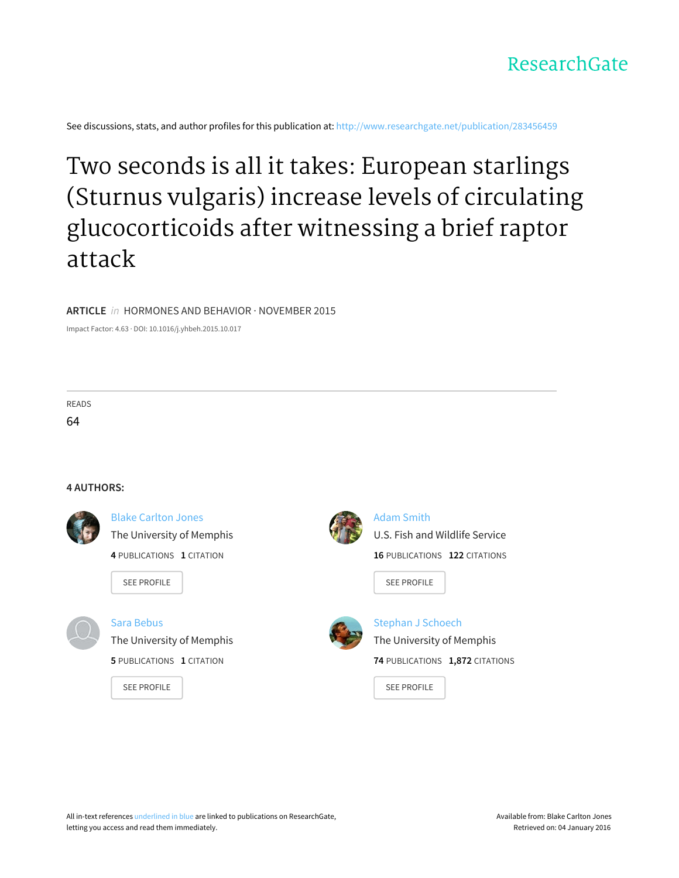ResearchGate

See discussions, stats, and author profiles for this publication at: http://www.researchgate.net/publication/283456459

# Two seconds is all it takes: European starlings (Sturnus vulgaris) increase levels of circulating glucocorticoids after witnessing a brief raptor attack

**ARTICLE** *in* HORMONES AND BEHAVIOR · NOVEMBER 2015

Impact Factor: 4.63 · DOI: 10.1016/j.yhbeh.2015.10.017

READS

64

**4 AUTHORS:**

Blake Carlton Jones
The University of Memphis
**4** PUBLICATIONS **1** CITATION
SEE PROFILE

Adam Smith
U.S. Fish and Wildlife Service
**16** PUBLICATIONS **122** CITATIONS
SEE PROFILE

Sara Bebus
The University of Memphis
**5** PUBLICATIONS **1** CITATION
SEE PROFILE

Stephan J Schoech
The University of Memphis
**74** PUBLICATIONS **1,872** CITATIONS
SEE PROFILE

All in-text references underlined in blue are linked to publications on ResearchGate, letting you access and read them immediately.

Available from: Blake Carlton Jones
Retrieved on: 04 January 2016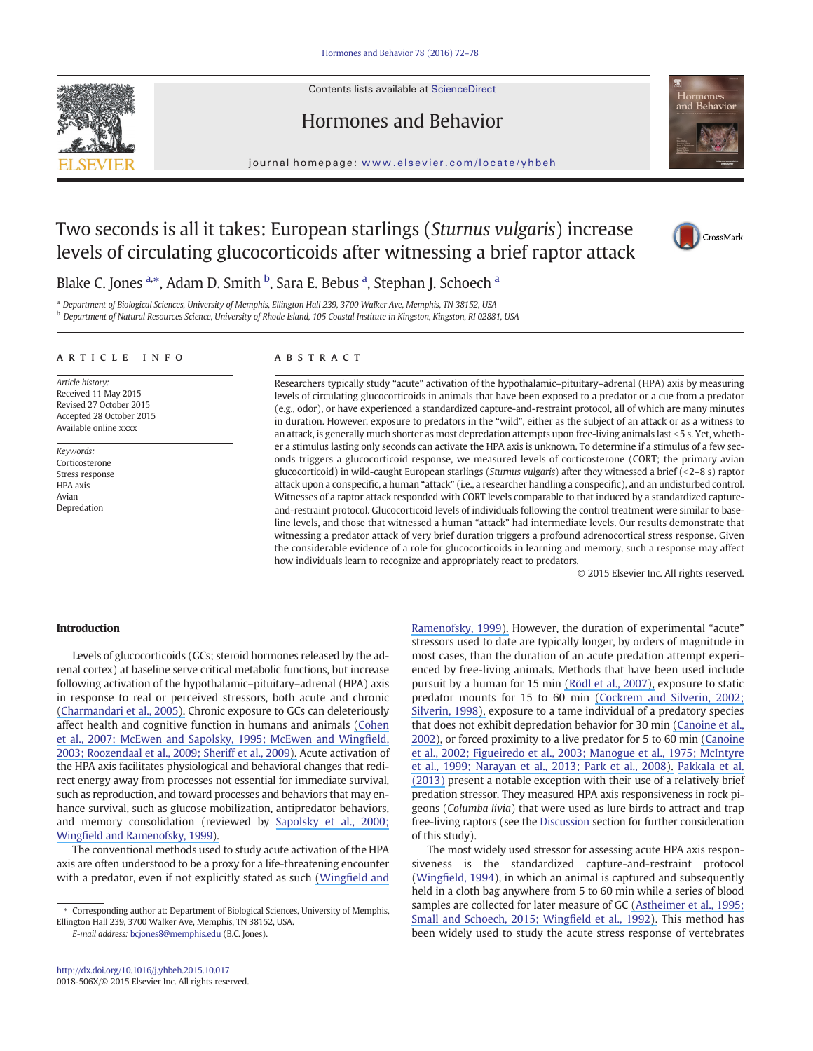# Two seconds is all it takes: European starlings (*Sturnus vulgaris*) increase levels of circulating glucocorticoids after witnessing a brief raptor attack

Blake C. Jones [a,*], Adam D. Smith [b], Sara E. Bebus [a], Stephan J. Schoech [a]

[a] Department of Biological Sciences, University of Memphis, Ellington Hall 239, 3700 Walker Ave, Memphis, TN 38152, USA
[b] Department of Natural Resources Science, University of Rhode Island, 105 Coastal Institute in Kingston, Kingston, RI 02881, USA

## ARTICLE INFO

*Article history:*
Received 11 May 2015
Revised 27 October 2015
Accepted 28 October 2015
Available online xxxx

*Keywords:*
Corticosterone
Stress response
HPA axis
Avian
Depredation

## ABSTRACT

Researchers typically study "acute" activation of the hypothalamic–pituitary–adrenal (HPA) axis by measuring levels of circulating glucocorticoids in animals that have been exposed to a predator or a cue from a predator (e.g., odor), or have experienced a standardized capture-and-restraint protocol, all of which are many minutes in duration. However, exposure to predators in the "wild", either as the subject of an attack or as a witness to an attack, is generally much shorter as most depredation attempts upon free-living animals last <5 s. Yet, whether a stimulus lasting only seconds can activate the HPA axis is unknown. To determine if a stimulus of a few seconds triggers a glucocorticoid response, we measured levels of corticosterone (CORT; the primary avian glucocorticoid) in wild-caught European starlings (*Sturnus vulgaris*) after they witnessed a brief (<2–8 s) raptor attack upon a conspecific, a human "attack" (i.e., a researcher handling a conspecific), and an undisturbed control. Witnesses of a raptor attack responded with CORT levels comparable to that induced by a standardized capture-and-restraint protocol. Glucocorticoid levels of individuals following the control treatment were similar to baseline levels, and those that witnessed a human "attack" had intermediate levels. Our results demonstrate that witnessing a predator attack of very brief duration triggers a profound adrenocortical stress response. Given the considerable evidence of a role for glucocorticoids in learning and memory, such a response may affect how individuals learn to recognize and appropriately react to predators.

© 2015 Elsevier Inc. All rights reserved.

## Introduction

Levels of glucocorticoids (GCs; steroid hormones released by the adrenal cortex) at baseline serve critical metabolic functions, but increase following activation of the hypothalamic–pituitary–adrenal (HPA) axis in response to real or perceived stressors, both acute and chronic (Charmandari et al., 2005). Chronic exposure to GCs can deleteriously affect health and cognitive function in humans and animals (Cohen et al., 2007; McEwen and Sapolsky, 1995; McEwen and Wingfield, 2003; Roozendaal et al., 2009; Sheriff et al., 2009). Acute activation of the HPA axis facilitates physiological and behavioral changes that redirect energy away from processes not essential for immediate survival, such as reproduction, and toward processes and behaviors that may enhance survival, such as glucose mobilization, antipredator behaviors, and memory consolidation (reviewed by Sapolsky et al., 2000; Wingfield and Ramenofsky, 1999).

The conventional methods used to study acute activation of the HPA axis are often understood to be a proxy for a life-threatening encounter with a predator, even if not explicitly stated as such (Wingfield and Ramenofsky, 1999). However, the duration of experimental "acute" stressors used to date are typically longer, by orders of magnitude in most cases, than the duration of an acute predation attempt experienced by free-living animals. Methods that have been used include pursuit by a human for 15 min (Rödl et al., 2007), exposure to static predator mounts for 15 to 60 min (Cockrem and Silverin, 2002; Silverin, 1998), exposure to a tame individual of a predatory species that does not exhibit depredation behavior for 30 min (Canoine et al., 2002), or forced proximity to a live predator for 5 to 60 min (Canoine et al., 2002; Figueiredo et al., 2003; Manogue et al., 1975; McIntyre et al., 1999; Narayan et al., 2013; Park et al., 2008). Pakkala et al. (2013) present a notable exception with their use of a relatively brief predation stressor. They measured HPA axis responsiveness in rock pigeons (*Columba livia*) that were used as lure birds to attract and trap free-living raptors (see the Discussion section for further consideration of this study).

The most widely used stressor for assessing acute HPA axis responsiveness is the standardized capture-and-restraint protocol (Wingfield, 1994), in which an animal is captured and subsequently held in a cloth bag anywhere from 5 to 60 min while a series of blood samples are collected for later measure of GC (Astheimer et al., 1995; Small and Schoech, 2015; Wingfield et al., 1992). This method has been widely used to study the acute stress response of vertebrates

\* Corresponding author at: Department of Biological Sciences, University of Memphis, Ellington Hall 239, 3700 Walker Ave, Memphis, TN 38152, USA.
*E-mail address:* bcjones8@memphis.edu (B.C. Jones).

http://dx.doi.org/10.1016/j.yhbeh.2015.10.017
0018-506X/© 2015 Elsevier Inc. All rights reserved.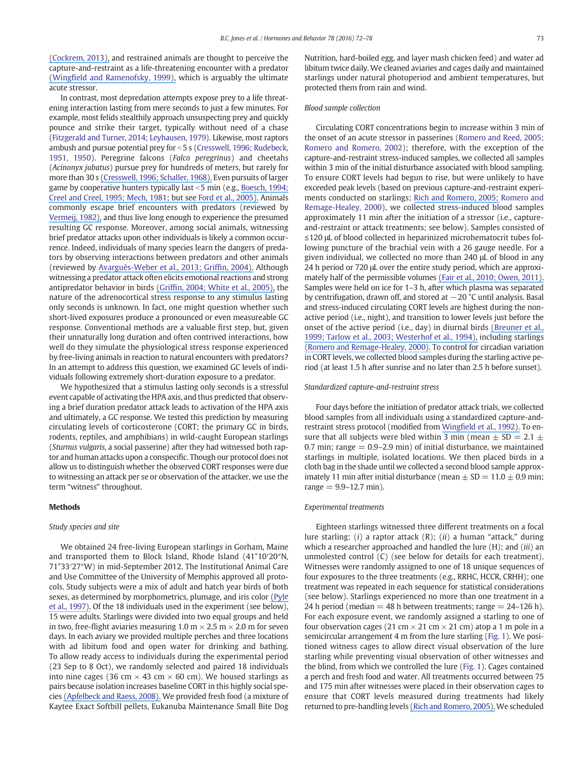(Cockrem, 2013), and restrained animals are thought to perceive the capture-and-restraint as a life-threatening encounter with a predator (Wingfield and Ramenofsky, 1999), which is arguably the ultimate acute stressor.

In contrast, most depredation attempts expose prey to a life threatening interaction lasting from mere seconds to just a few minutes. For example, most felids stealthily approach unsuspecting prey and quickly pounce and strike their target, typically without need of a chase (Fitzgerald and Turner, 2014; Leyhausen, 1979). Likewise, most raptors ambush and pursue potential prey for <5 s (Cresswell, 1996; Rudebeck, 1951, 1950). Peregrine falcons (*Falco peregrinus*) and cheetahs (*Acinonyx jubatus*) pursue prey for hundreds of meters, but rarely for more than 30 s (Cresswell, 1996; Schaller, 1968). Even pursuits of larger game by cooperative hunters typically last <5 min (e.g., Boesch, 1994; Creel and Creel, 1995; Mech, 1981; but see Ford et al., 2005). Animals commonly escape brief encounters with predators (reviewed by Vermeij, 1982), and thus live long enough to experience the presumed resulting GC response. Moreover, among social animals, witnessing brief predator attacks upon other individuals is likely a common occurrence. Indeed, individuals of many species learn the dangers of predators by observing interactions between predators and other animals (reviewed by Avarguès-Weber et al., 2013; Griffin, 2004). Although witnessing a predator attack often elicits emotional reactions and strong antipredator behavior in birds (Griffin, 2004; White et al., 2005), the nature of the adrenocortical stress response to any stimulus lasting only seconds is unknown. In fact, one might question whether such short-lived exposures produce a pronounced or even measureable GC response. Conventional methods are a valuable first step, but, given their unnaturally long duration and often contrived interactions, how well do they simulate the physiological stress response experienced by free-living animals in reaction to natural encounters with predators? In an attempt to address this question, we examined GC levels of individuals following extremely short-duration exposure to a predator.

We hypothesized that a stimulus lasting only seconds is a stressful event capable of activating the HPA axis, and thus predicted that observing a brief duration predator attack leads to activation of the HPA axis and ultimately, a GC response. We tested this prediction by measuring circulating levels of corticosterone (CORT; the primary GC in birds, rodents, reptiles, and amphibians) in wild-caught European starlings (*Sturnus vulgaris*, a social passerine) after they had witnessed both raptor and human attacks upon a conspecific. Though our protocol does not allow us to distinguish whether the observed CORT responses were due to witnessing an attack per se or observation of the attacker, we use the term "witness" throughout.

## Methods

### Study species and site

We obtained 24 free-living European starlings in Gorham, Maine and transported them to Block Island, Rhode Island (41°10′20″N, 71°33′27″W) in mid-September 2012. The Institutional Animal Care and Use Committee of the University of Memphis approved all protocols. Study subjects were a mix of adult and hatch year birds of both sexes, as determined by morphometrics, plumage, and iris color (Pyle et al., 1997). Of the 18 individuals used in the experiment (see below), 15 were adults. Starlings were divided into two equal groups and held in two, free-flight aviaries measuring 1.0 m × 2.5 m × 2.0 m for seven days. In each aviary we provided multiple perches and three locations with ad libitum food and open water for drinking and bathing. To allow ready access to individuals during the experimental period (23 Sep to 8 Oct), we randomly selected and paired 18 individuals into nine cages (36 cm × 43 cm × 60 cm). We housed starlings as pairs because isolation increases baseline CORT in this highly social species (Apfelbeck and Raess, 2008). We provided fresh food (a mixture of Kaytee Exact Softbill pellets, Eukanuba Maintenance Small Bite Dog Nutrition, hard-boiled egg, and layer mash chicken feed) and water ad libitum twice daily. We cleaned aviaries and cages daily and maintained starlings under natural photoperiod and ambient temperatures, but protected them from rain and wind.

### Blood sample collection

Circulating CORT concentrations begin to increase within 3 min of the onset of an acute stressor in passerines (Romero and Reed, 2005; Romero and Romero, 2002); therefore, with the exception of the capture-and-restraint stress-induced samples, we collected all samples within 3 min of the initial disturbance associated with blood sampling. To ensure CORT levels had begun to rise, but were unlikely to have exceeded peak levels (based on previous capture-and-restraint experiments conducted on starlings; Rich and Romero, 2005; Romero and Remage-Healey, 2000), we collected stress-induced blood samples approximately 11 min after the initiation of a stressor (i.e., capture-and-restraint or attack treatments; see below). Samples consisted of ≤120 μL of blood collected in heparinized microhematocrit tubes following puncture of the brachial vein with a 26 gauge needle. For a given individual, we collected no more than 240 μL of blood in any 24 h period or 720 μL over the entire study period, which are approximately half of the permissible volumes (Fair et al., 2010; Owen, 2011). Samples were held on ice for 1–3 h, after which plasma was separated by centrifugation, drawn off, and stored at −20 °C until analysis. Basal and stress-induced circulating CORT levels are highest during the non-active period (i.e., night), and transition to lower levels just before the onset of the active period (i.e., day) in diurnal birds (Breuner et al., 1999; Tarlow et al., 2003; Westerhof et al., 1994), including starlings (Romero and Remage-Healey, 2000). To control for circadian variation in CORT levels, we collected blood samples during the starling active period (at least 1.5 h after sunrise and no later than 2.5 h before sunset).

### Standardized capture-and-restraint stress

Four days before the initiation of predator attack trials, we collected blood samples from all individuals using a standardized capture-and-restraint stress protocol (modified from Wingfield et al., 1992). To ensure that all subjects were bled within 3 min (mean ± SD = 2.1 ± 0.7 min; range = 0.9–2.9 min) of initial disturbance, we maintained starlings in multiple, isolated locations. We then placed birds in a cloth bag in the shade until we collected a second blood sample approximately 11 min after initial disturbance (mean ± SD = 11.0 ± 0.9 min; range = 9.9–12.7 min).

### Experimental treatments

Eighteen starlings witnessed three different treatments on a focal lure starling: (*i*) a raptor attack (R); (*ii*) a human "attack," during which a researcher approached and handled the lure (H); and (*iii*) an unmolested control (C) (see below for details for each treatment). Witnesses were randomly assigned to one of 18 unique sequences of four exposures to the three treatments (e.g., RRHC, HCCR, CRHH); one treatment was repeated in each sequence for statistical considerations (see below). Starlings experienced no more than one treatment in a 24 h period (median = 48 h between treatments; range = 24–126 h). For each exposure event, we randomly assigned a starling to one of four observation cages (21 cm × 21 cm × 21 cm) atop a 1 m pole in a semicircular arrangement 4 m from the lure starling (Fig. 1). We positioned witness cages to allow direct visual observation of the lure starling while preventing visual observation of other witnesses and the blind, from which we controlled the lure (Fig. 1). Cages contained a perch and fresh food and water. All treatments occurred between 75 and 175 min after witnesses were placed in their observation cages to ensure that CORT levels measured during treatments had likely returned to pre-handling levels (Rich and Romero, 2005). We scheduled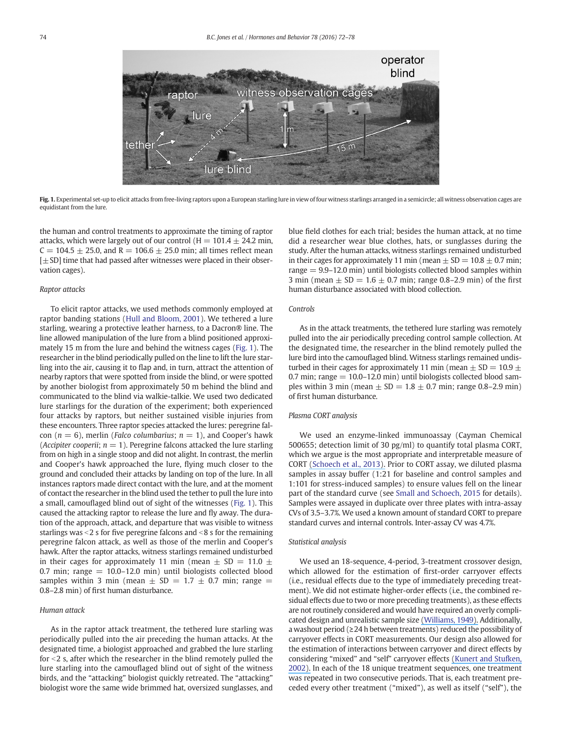**Fig. 1.** Experimental set-up to elicit attacks from free-living raptors upon a European starling lure in view of four witness starlings arranged in a semicircle; all witness observation cages are equidistant from the lure.

the human and control treatments to approximate the timing of raptor attacks, which were largely out of our control (H = 101.4 ± 24.2 min, C = 104.5 ± 25.0, and R = 106.6 ± 25.0 min; all times reflect mean [± SD] time that had passed after witnesses were placed in their observation cages).

### Raptor attacks

To elicit raptor attacks, we used methods commonly employed at raptor banding stations (Hull and Bloom, 2001). We tethered a lure starling, wearing a protective leather harness, to a Dacron® line. The line allowed manipulation of the lure from a blind positioned approximately 15 m from the lure and behind the witness cages (Fig. 1). The researcher in the blind periodically pulled on the line to lift the lure starling into the air, causing it to flap and, in turn, attract the attention of nearby raptors that were spotted from inside the blind, or were spotted by another biologist from approximately 50 m behind the blind and communicated to the blind via walkie-talkie. We used two dedicated lure starlings for the duration of the experiment; both experienced four attacks by raptors, but neither sustained visible injuries from these encounters. Three raptor species attacked the lures: peregrine falcon ($n = 6$), merlin (*Falco columbarius*; $n = 1$), and Cooper's hawk (*Accipiter cooperii*; $n = 1$). Peregrine falcons attacked the lure starling from on high in a single stoop and did not alight. In contrast, the merlin and Cooper's hawk approached the lure, flying much closer to the ground and concluded their attacks by landing on top of the lure. In all instances raptors made direct contact with the lure, and at the moment of contact the researcher in the blind used the tether to pull the lure into a small, camouflaged blind out of sight of the witnesses (Fig. 1). This caused the attacking raptor to release the lure and fly away. The duration of the approach, attack, and departure that was visible to witness starlings was <2 s for five peregrine falcons and <8 s for the remaining peregrine falcon attack, as well as those of the merlin and Cooper's hawk. After the raptor attacks, witness starlings remained undisturbed in their cages for approximately 11 min (mean ± SD = 11.0 ± 0.7 min; range = 10.0–12.0 min) until biologists collected blood samples within 3 min (mean ± SD = 1.7 ± 0.7 min; range = 0.8–2.8 min) of first human disturbance.

### Human attack

As in the raptor attack treatment, the tethered lure starling was periodically pulled into the air preceding the human attacks. At the designated time, a biologist approached and grabbed the lure starling for <2 s, after which the researcher in the blind remotely pulled the lure starling into the camouflaged blind out of sight of the witness birds, and the "attacking" biologist quickly retreated. The "attacking" biologist wore the same wide brimmed hat, oversized sunglasses, and blue field clothes for each trial; besides the human attack, at no time did a researcher wear blue clothes, hats, or sunglasses during the study. After the human attacks, witness starlings remained undisturbed in their cages for approximately 11 min (mean ± SD = 10.8 ± 0.7 min; range = 9.9–12.0 min) until biologists collected blood samples within 3 min (mean ± SD = 1.6 ± 0.7 min; range 0.8–2.9 min) of the first human disturbance associated with blood collection.

### Controls

As in the attack treatments, the tethered lure starling was remotely pulled into the air periodically preceding control sample collection. At the designated time, the researcher in the blind remotely pulled the lure bird into the camouflaged blind. Witness starlings remained undisturbed in their cages for approximately 11 min (mean ± SD = 10.9 ± 0.7 min; range = 10.0–12.0 min) until biologists collected blood samples within 3 min (mean ± SD = 1.8 ± 0.7 min; range 0.8–2.9 min) of first human disturbance.

### Plasma CORT analysis

We used an enzyme-linked immunoassay (Cayman Chemical 500655; detection limit of 30 pg/ml) to quantify total plasma CORT, which we argue is the most appropriate and interpretable measure of CORT (Schoech et al., 2013). Prior to CORT assay, we diluted plasma samples in assay buffer (1:21 for baseline and control samples and 1:101 for stress-induced samples) to ensure values fell on the linear part of the standard curve (see Small and Schoech, 2015 for details). Samples were assayed in duplicate over three plates with intra-assay CVs of 3.5–3.7%. We used a known amount of standard CORT to prepare standard curves and internal controls. Inter-assay CV was 4.7%.

### Statistical analysis

We used an 18-sequence, 4-period, 3-treatment crossover design, which allowed for the estimation of first-order carryover effects (i.e., residual effects due to the type of immediately preceding treatment). We did not estimate higher-order effects (i.e., the combined residual effects due to two or more preceding treatments), as these effects are not routinely considered and would have required an overly complicated design and unrealistic sample size (Williams, 1949). Additionally, a washout period (≥24 h between treatments) reduced the possibility of carryover effects in CORT measurements. Our design also allowed for the estimation of interactions between carryover and direct effects by considering "mixed" and "self" carryover effects (Kunert and Stufken, 2002). In each of the 18 unique treatment sequences, one treatment was repeated in two consecutive periods. That is, each treatment preceded every other treatment ("mixed"), as well as itself ("self"), the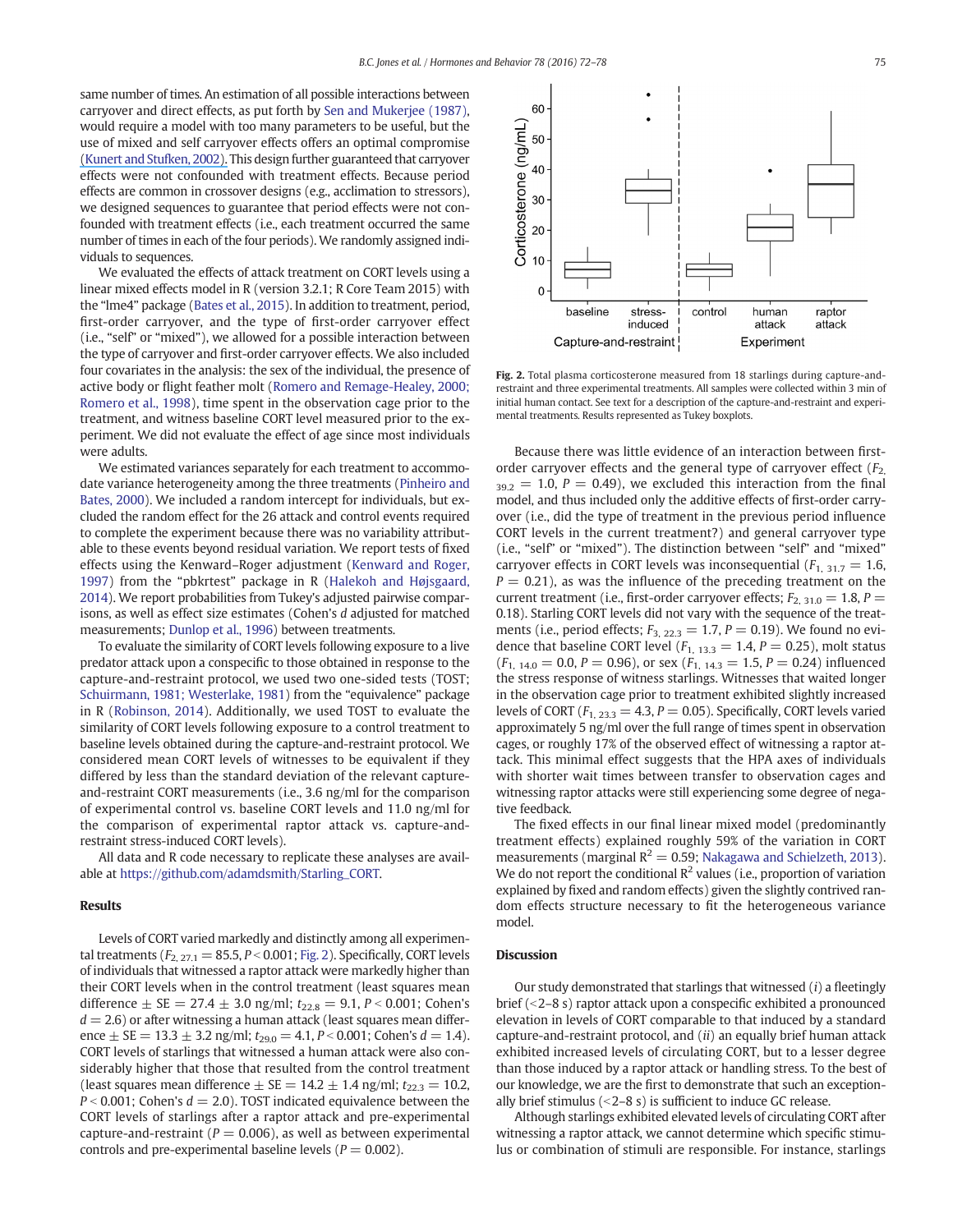same number of times. An estimation of all possible interactions between carryover and direct effects, as put forth by Sen and Mukerjee (1987), would require a model with too many parameters to be useful, but the use of mixed and self carryover effects offers an optimal compromise (Kunert and Stufken, 2002). This design further guaranteed that carryover effects were not confounded with treatment effects. Because period effects are common in crossover designs (e.g., acclimation to stressors), we designed sequences to guarantee that period effects were not confounded with treatment effects (i.e., each treatment occurred the same number of times in each of the four periods). We randomly assigned individuals to sequences.

We evaluated the effects of attack treatment on CORT levels using a linear mixed effects model in R (version 3.2.1; R Core Team 2015) with the "lme4" package (Bates et al., 2015). In addition to treatment, period, first-order carryover, and the type of first-order carryover effect (i.e., "self" or "mixed"), we allowed for a possible interaction between the type of carryover and first-order carryover effects. We also included four covariates in the analysis: the sex of the individual, the presence of active body or flight feather molt (Romero and Remage-Healey, 2000; Romero et al., 1998), time spent in the observation cage prior to the treatment, and witness baseline CORT level measured prior to the experiment. We did not evaluate the effect of age since most individuals were adults.

We estimated variances separately for each treatment to accommodate variance heterogeneity among the three treatments (Pinheiro and Bates, 2000). We included a random intercept for individuals, but excluded the random effect for the 26 attack and control events required to complete the experiment because there was no variability attributable to these events beyond residual variation. We report tests of fixed effects using the Kenward–Roger adjustment (Kenward and Roger, 1997) from the "pbkrtest" package in R (Halekoh and Højsgaard, 2014). We report probabilities from Tukey's adjusted pairwise comparisons, as well as effect size estimates (Cohen's $d$ adjusted for matched measurements; Dunlop et al., 1996) between treatments.

To evaluate the similarity of CORT levels following exposure to a live predator attack upon a conspecific to those obtained in response to the capture-and-restraint protocol, we used two one-sided tests (TOST; Schuirmann, 1981; Westerlake, 1981) from the "equivalence" package in R (Robinson, 2014). Additionally, we used TOST to evaluate the similarity of CORT levels following exposure to a control treatment to baseline levels obtained during the capture-and-restraint protocol. We considered mean CORT levels of witnesses to be equivalent if they differed by less than the standard deviation of the relevant capture-and-restraint CORT measurements (i.e., 3.6 ng/ml for the comparison of experimental control vs. baseline CORT levels and 11.0 ng/ml for the comparison of experimental raptor attack vs. capture-and-restraint stress-induced CORT levels).

All data and R code necessary to replicate these analyses are available at https://github.com/adamdsmith/Starling_CORT.

## Results

Levels of CORT varied markedly and distinctly among all experimental treatments ($F_{2,\ 27.1} = 85.5$, $P < 0.001$; Fig. 2). Specifically, CORT levels of individuals that witnessed a raptor attack were markedly higher than their CORT levels when in the control treatment (least squares mean difference $\pm$ SE $= 27.4 \pm 3.0$ ng/ml; $t_{22.8} = 9.1$, $P < 0.001$; Cohen's $d = 2.6$) or after witnessing a human attack (least squares mean difference $\pm$ SE $= 13.3 \pm 3.2$ ng/ml; $t_{29.0} = 4.1$, $P < 0.001$; Cohen's $d = 1.4$). CORT levels of starlings that witnessed a human attack were also considerably higher that those that resulted from the control treatment (least squares mean difference $\pm$ SE $= 14.2 \pm 1.4$ ng/ml; $t_{22.3} = 10.2$, $P < 0.001$; Cohen's $d = 2.0$). TOST indicated equivalence between the CORT levels of starlings after a raptor attack and pre-experimental capture-and-restraint ($P = 0.006$), as well as between experimental controls and pre-experimental baseline levels ($P = 0.002$).

**Fig. 2.** Total plasma corticosterone measured from 18 starlings during capture-and-restraint and three experimental treatments. All samples were collected within 3 min of initial human contact. See text for a description of the capture-and-restraint and experimental treatments. Results represented as Tukey boxplots.

Because there was little evidence of an interaction between first-order carryover effects and the general type of carryover effect ($F_{2,\ 39.2} = 1.0$, $P = 0.49$), we excluded this interaction from the final model, and thus included only the additive effects of first-order carryover (i.e., did the type of treatment in the previous period influence CORT levels in the current treatment?) and general carryover type (i.e., "self" or "mixed"). The distinction between "self" and "mixed" carryover effects in CORT levels was inconsequential ($F_{1,\ 31.7} = 1.6$, $P = 0.21$), as was the influence of the preceding treatment on the current treatment (i.e., first-order carryover effects; $F_{2,\ 31.0} = 1.8$, $P = 0.18$). Starling CORT levels did not vary with the sequence of the treatments (i.e., period effects; $F_{3,\ 22.3} = 1.7$, $P = 0.19$). We found no evidence that baseline CORT level ($F_{1,\ 13.3} = 1.4$, $P = 0.25$), molt status ($F_{1,\ 14.0} = 0.0$, $P = 0.96$), or sex ($F_{1,\ 14.3} = 1.5$, $P = 0.24$) influenced the stress response of witness starlings. Witnesses that waited longer in the observation cage prior to treatment exhibited slightly increased levels of CORT ($F_{1,\ 23.3} = 4.3$, $P = 0.05$). Specifically, CORT levels varied approximately 5 ng/ml over the full range of times spent in observation cages, or roughly 17% of the observed effect of witnessing a raptor attack. This minimal effect suggests that the HPA axes of individuals with shorter wait times between transfer to observation cages and witnessing raptor attacks were still experiencing some degree of negative feedback.

The fixed effects in our final linear mixed model (predominantly treatment effects) explained roughly 59% of the variation in CORT measurements (marginal $R^2 = 0.59$; Nakagawa and Schielzeth, 2013). We do not report the conditional $R^2$ values (i.e., proportion of variation explained by fixed and random effects) given the slightly contrived random effects structure necessary to fit the heterogeneous variance model.

## Discussion

Our study demonstrated that starlings that witnessed ($i$) a fleetingly brief (<2–8 s) raptor attack upon a conspecific exhibited a pronounced elevation in levels of CORT comparable to that induced by a standard capture-and-restraint protocol, and ($ii$) an equally brief human attack exhibited increased levels of circulating CORT, but to a lesser degree than those induced by a raptor attack or handling stress. To the best of our knowledge, we are the first to demonstrate that such an exceptionally brief stimulus (<2–8 s) is sufficient to induce GC release.

Although starlings exhibited elevated levels of circulating CORT after witnessing a raptor attack, we cannot determine which specific stimulus or combination of stimuli are responsible. For instance, starlings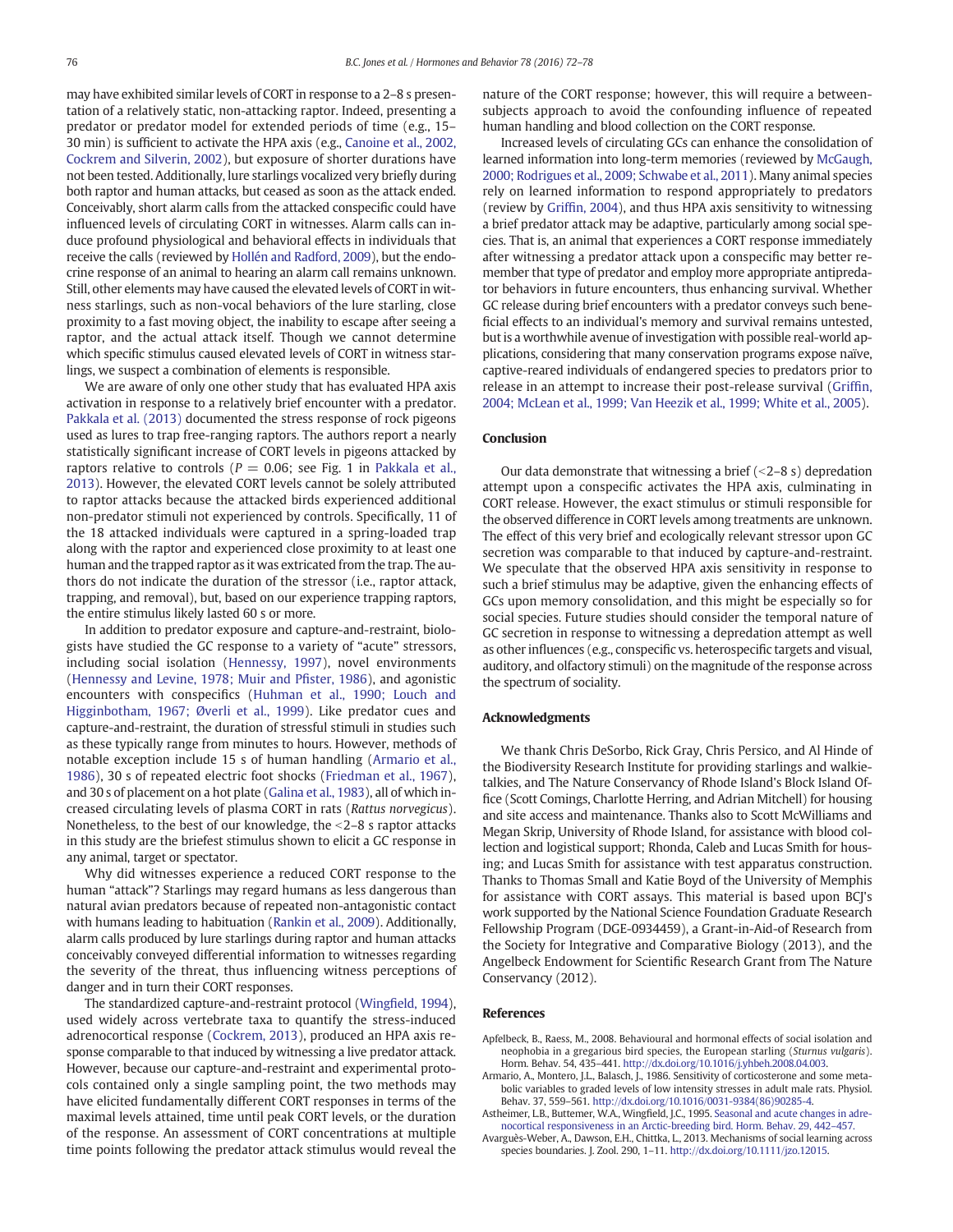may have exhibited similar levels of CORT in response to a 2–8 s presentation of a relatively static, non-attacking raptor. Indeed, presenting a predator or predator model for extended periods of time (e.g., 15–30 min) is sufficient to activate the HPA axis (e.g., Canoine et al., 2002, Cockrem and Silverin, 2002), but exposure of shorter durations have not been tested. Additionally, lure starlings vocalized very briefly during both raptor and human attacks, but ceased as soon as the attack ended. Conceivably, short alarm calls from the attacked conspecific could have influenced levels of circulating CORT in witnesses. Alarm calls can induce profound physiological and behavioral effects in individuals that receive the calls (reviewed by Hollén and Radford, 2009), but the endocrine response of an animal to hearing an alarm call remains unknown. Still, other elements may have caused the elevated levels of CORT in witness starlings, such as non-vocal behaviors of the lure starling, close proximity to a fast moving object, the inability to escape after seeing a raptor, and the actual attack itself. Though we cannot determine which specific stimulus caused elevated levels of CORT in witness starlings, we suspect a combination of elements is responsible.

We are aware of only one other study that has evaluated HPA axis activation in response to a relatively brief encounter with a predator. Pakkala et al. (2013) documented the stress response of rock pigeons used as lures to trap free-ranging raptors. The authors report a nearly statistically significant increase of CORT levels in pigeons attacked by raptors relative to controls ($P = 0.06$; see Fig. 1 in Pakkala et al., 2013). However, the elevated CORT levels cannot be solely attributed to raptor attacks because the attacked birds experienced additional non-predator stimuli not experienced by controls. Specifically, 11 of the 18 attacked individuals were captured in a spring-loaded trap along with the raptor and experienced close proximity to at least one human and the trapped raptor as it was extricated from the trap. The authors do not indicate the duration of the stressor (i.e., raptor attack, trapping, and removal), but, based on our experience trapping raptors, the entire stimulus likely lasted 60 s or more.

In addition to predator exposure and capture-and-restraint, biologists have studied the GC response to a variety of "acute" stressors, including social isolation (Hennessy, 1997), novel environments (Hennessy and Levine, 1978; Muir and Pfister, 1986), and agonistic encounters with conspecifics (Huhman et al., 1990; Louch and Higginbotham, 1967; Øverli et al., 1999). Like predator cues and capture-and-restraint, the duration of stressful stimuli in studies such as these typically range from minutes to hours. However, methods of notable exception include 15 s of human handling (Armario et al., 1986), 30 s of repeated electric foot shocks (Friedman et al., 1967), and 30 s of placement on a hot plate (Galina et al., 1983), all of which increased circulating levels of plasma CORT in rats (*Rattus norvegicus*). Nonetheless, to the best of our knowledge, the <2–8 s raptor attacks in this study are the briefest stimulus shown to elicit a GC response in any animal, target or spectator.

Why did witnesses experience a reduced CORT response to the human "attack"? Starlings may regard humans as less dangerous than natural avian predators because of repeated non-antagonistic contact with humans leading to habituation (Rankin et al., 2009). Additionally, alarm calls produced by lure starlings during raptor and human attacks conceivably conveyed differential information to witnesses regarding the severity of the threat, thus influencing witness perceptions of danger and in turn their CORT responses.

The standardized capture-and-restraint protocol (Wingfield, 1994), used widely across vertebrate taxa to quantify the stress-induced adrenocortical response (Cockrem, 2013), produced an HPA axis response comparable to that induced by witnessing a live predator attack. However, because our capture-and-restraint and experimental protocols contained only a single sampling point, the two methods may have elicited fundamentally different CORT responses in terms of the maximal levels attained, time until peak CORT levels, or the duration of the response. An assessment of CORT concentrations at multiple time points following the predator attack stimulus would reveal the nature of the CORT response; however, this will require a between-subjects approach to avoid the confounding influence of repeated human handling and blood collection on the CORT response.

Increased levels of circulating GCs can enhance the consolidation of learned information into long-term memories (reviewed by McGaugh, 2000; Rodrigues et al., 2009; Schwabe et al., 2011). Many animal species rely on learned information to respond appropriately to predators (review by Griffin, 2004), and thus HPA axis sensitivity to witnessing a brief predator attack may be adaptive, particularly among social species. That is, an animal that experiences a CORT response immediately after witnessing a predator attack upon a conspecific may better remember that type of predator and employ more appropriate antipredator behaviors in future encounters, thus enhancing survival. Whether GC release during brief encounters with a predator conveys such beneficial effects to an individual's memory and survival remains untested, but is a worthwhile avenue of investigation with possible real-world applications, considering that many conservation programs expose naïve, captive-reared individuals of endangered species to predators prior to release in an attempt to increase their post-release survival (Griffin, 2004; McLean et al., 1999; Van Heezik et al., 1999; White et al., 2005).

## Conclusion

Our data demonstrate that witnessing a brief (<2–8 s) depredation attempt upon a conspecific activates the HPA axis, culminating in CORT release. However, the exact stimulus or stimuli responsible for the observed difference in CORT levels among treatments are unknown. The effect of this very brief and ecologically relevant stressor upon GC secretion was comparable to that induced by capture-and-restraint. We speculate that the observed HPA axis sensitivity in response to such a brief stimulus may be adaptive, given the enhancing effects of GCs upon memory consolidation, and this might be especially so for social species. Future studies should consider the temporal nature of GC secretion in response to witnessing a depredation attempt as well as other influences (e.g., conspecific vs. heterospecific targets and visual, auditory, and olfactory stimuli) on the magnitude of the response across the spectrum of sociality.

## Acknowledgments

We thank Chris DeSorbo, Rick Gray, Chris Persico, and Al Hinde of the Biodiversity Research Institute for providing starlings and walkie-talkies, and The Nature Conservancy of Rhode Island's Block Island Office (Scott Comings, Charlotte Herring, and Adrian Mitchell) for housing and site access and maintenance. Thanks also to Scott McWilliams and Megan Skrip, University of Rhode Island, for assistance with blood collection and logistical support; Rhonda, Caleb and Lucas Smith for housing; and Lucas Smith for assistance with test apparatus construction. Thanks to Thomas Small and Katie Boyd of the University of Memphis for assistance with CORT assays. This material is based upon BCJ's work supported by the National Science Foundation Graduate Research Fellowship Program (DGE-0934459), a Grant-in-Aid-of Research from the Society for Integrative and Comparative Biology (2013), and the Angelbeck Endowment for Scientific Research Grant from The Nature Conservancy (2012).

## References

Apfelbeck, B., Raess, M., 2008. Behavioural and hormonal effects of social isolation and neophobia in a gregarious bird species, the European starling (*Sturnus vulgaris*). Horm. Behav. 54, 435–441. http://dx.doi.org/10.1016/j.yhbeh.2008.04.003.

Armario, A., Montero, J.L., Balasch, J., 1986. Sensitivity of corticosterone and some metabolic variables to graded levels of low intensity stresses in adult male rats. Physiol. Behav. 37, 559–561. http://dx.doi.org/10.1016/0031-9384(86)90285-4.

Astheimer, L.B., Buttemer, W.A., Wingfield, J.C., 1995. Seasonal and acute changes in adrenocortical responsiveness in an Arctic-breeding bird. Horm. Behav. 29, 442–457.

Avarguès-Weber, A., Dawson, E.H., Chittka, L., 2013. Mechanisms of social learning across species boundaries. J. Zool. 290, 1–11. http://dx.doi.org/10.1111/jzo.12015.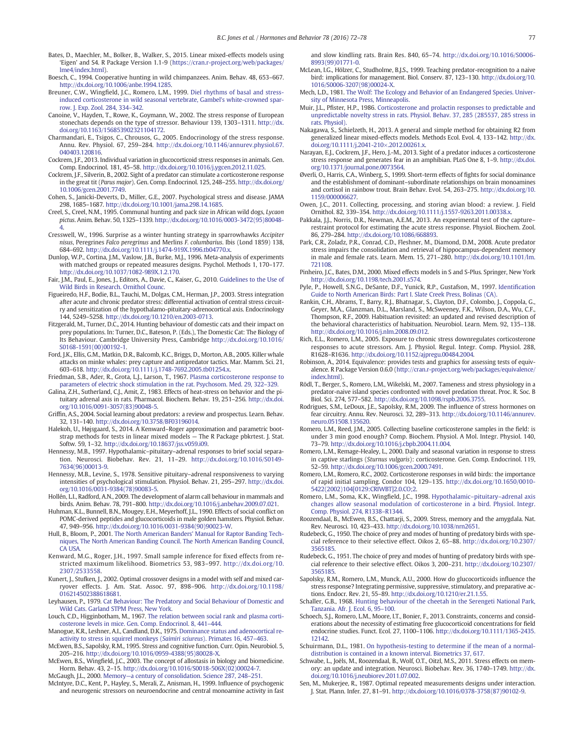Bates, D., Maechler, M., Bolker, B., Walker, S., 2015. Linear mixed-effects models using 'Eigen' and S4. R Package Version 1.1-9 (https://cran.r-project.org/web/packages/lme4/index.html).

Boesch, C., 1994. Cooperative hunting in wild chimpanzees. Anim. Behav. 48, 653–667. http://dx.doi.org/10.1006/anbe.1994.1285.

Breuner, C.W., Wingfield, J.C., Romero, L.M., 1999. Diel rhythms of basal and stress-induced corticosterone in wild seasonal vertebrate, Gambel's white-crowned sparrow. J. Exp. Zool. 284, 334–342.

Canoine, V., Hayden, T., Rowe, K., Goymann, W., 2002. The stress response of European stonechats depends on the type of stressor. Behaviour 139, 1303–1311. http://dx.doi.org/10.1163/156853902321104172.

Charmandari, E., Tsigos, C., Chrousos, G., 2005. Endocrinology of the stress response. Annu. Rev. Physiol. 67, 259–284. http://dx.doi.org/10.1146/annurev.physiol.67.040403.120816.

Cockrem, J.F., 2013. Individual variation in glucocorticoid stress responses in animals. Gen. Comp. Endocrinol. 181, 45–58. http://dx.doi.org/10.1016/j.ygcen.2012.11.025.

Cockrem, J.F., Silverin, B., 2002. Sight of a predator can stimulate a corticosterone response in the great tit (*Parus major*). Gen. Comp. Endocrinol. 125, 248–255. http://dx.doi.org/10.1006/gcen.2001.7749.

Cohen, S., Janicki-Deverts, D., Miller, G.E., 2007. Psychological stress and disease. JAMA 298, 1685–1687. http://dx.doi.org/10.1001/jama.298.14.1685.

Creel, S., Creel, N.M., 1995. Communal hunting and pack size in African wild dogs, *Lycaon pictus*. Anim. Behav. 50, 1325–1339. http://dx.doi.org/10.1016/0003-3472(95)80048-4.

Cresswell, W., 1996. Surprise as a winter hunting strategy in sparrowhawks *Accipiter nisus*, Peregrines *Falco peregrinus* and Merlins *F. columbarius*. Ibis (Lond 1859) 138, 684–692. http://dx.doi.org/10.1111/j.1474-919X.1996.tb04770.x.

Dunlop, W.P., Cortina, J.M., Vaslow, J.B., Burke, M.J., 1996. Meta-analysis of experiments with matched groups or repeated measures designs. Psychol. Methods 1, 170–177. http://dx.doi.org/10.1037/1082-989X.1.2.170.

Fair, J.M., Paul, E., Jones, J., Editors, A., Davie, C., Kaiser, G., 2010. Guidelines to the Use of Wild Birds in Research. Ornithol Counc.

Figueiredo, H.F., Bodie, B.L., Tauchi, M., Dolgas, C.M., Herman, J.P., 2003. Stress integration after acute and chronic predator stress: differential activation of central stress circuitry and sensitization of the hypothalamo-pituitary-adrenocortical axis. Endocrinology 144, 5249–5258. http://dx.doi.org/10.1210/en.2003-0713.

Fitzgerald, M., Turner, D.C., 2014. Hunting behaviour of domestic cats and their impact on prey populations. In: Turner, D.C., Bateson, P. (Eds.), The Domestic Cat: The Biology of Its Behaviour. Cambridge University Press, Cambridge http://dx.doi.org/10.1016/S0168-1591(00)00192-1.

Ford, J.K., Ellis, G.M., Matkin, D.R., Balcomb, K.C., Briggs, D., Morton, A.B., 2005. Killer whale attacks on minke whales: prey capture and antipredator tactics. Mar. Mamm. Sci. 21, 603–618. http://dx.doi.org/10.1111/j.1748-7692.2005.tb01254.x.

Friedman, S.B., Ader, R., Grota, L.J., Larson, T., 1967. Plasma corticosterone response to parameters of electric shock stimulation in the rat. Psychosom. Med. 29, 322–329.

Galina, Z.H., Sutherland, C.J., Amit, Z., 1983. Effects of heat-stress on behavior and the pituitary adrenal axis in rats. Pharmacol. Biochem. Behav. 19, 251–256. http://dx.doi.org/10.1016/0091-3057(83)90048-5.

Griffin, A.S., 2004. Social learning about predators: a review and prospectus. Learn. Behav. 32, 131–140. http://dx.doi.org/10.3758/BF03196014.

Halekoh, U., Højsgaard, S., 2014. A Kenward–Roger approximation and parametric bootstrap methods for tests in linear mixed models — The R Package pbkrtest. J. Stat. Softw. 59, 1–32. http://dx.doi.org/10.18637/jss.v059.i09.

Hennessy, M.B., 1997. Hypothalamic–pituitary–adrenal responses to brief social separation. Neurosci. Biobehav. Rev. 21, 11–29. http://dx.doi.org/10.1016/S0149-7634(96)00013-9.

Hennessy, M.B., Levine, S., 1978. Sensitive pituitary–adrenal responsiveness to varying intensities of psychological stimulation. Physiol. Behav. 21, 295–297. http://dx.doi.org/10.1016/0031-9384(78)90083-5.

Hollén, L.I., Radford, A.N., 2009. The development of alarm call behaviour in mammals and birds. Anim. Behav. 78, 791–800. http://dx.doi.org/10.1016/j.anbehav.2009.07.021.

Huhman, K.L., Bunnell, B.N., Mougey, E.H., Meyerhoff, J.L., 1990. Effects of social conflict on POMC-derived peptides and glucocorticoids in male golden hamsters. Physiol. Behav. 47, 949–956. http://dx.doi.org/10.1016/0031-9384(90)90023-W.

Hull, B., Bloom, P., 2001. The North American Banders' Manual for Raptor Banding Techniques, The North American Banding Council. The North American Banding Council, CA USA.

Kenward, M.G., Roger, J.H., 1997. Small sample inference for fixed effects from restricted maximum likelihood. Biometrics 53, 983–997. http://dx.doi.org/10.2307/2533558.

Kunert, J., Stufken, J., 2002. Optimal crossover designs in a model with self and mixed carryover effects. J. Am. Stat. Assoc. 97, 898–906. http://dx.doi.org/10.1198/016214502388618681.

Leyhausen, P., 1979. Cat Behaviour: The Predatory and Social Behaviour of Domestic and Wild Cats. Garland STPM Press, New York.

Louch, C.D., Higginbotham, M., 1967. The relation between social rank and plasma corticosterone levels in mice. Gen. Comp. Endocrinol. 8, 441–444.

Manogue, K.R., Leshner, A.I., Candland, D.K., 1975. Dominance status and adrenocortical reactivity to stress in squirrel monkeys (*Saimiri sciureus*). Primates 16, 457–463.

McEwen, B.S., Sapolsky, R.M., 1995. Stress and cognitive function. Curr. Opin. Neurobiol. 5, 205–216. http://dx.doi.org/10.1016/0959-4388(95)80028-X.

McEwen, B.S., Wingfield, J.C., 2003. The concept of allostasis in biology and biomedicine. Horm. Behav. 43, 2–15. http://dx.doi.org/10.1016/S0018-506X(02)00024-7.

McGaugh, J.L., 2000. Memory—a century of consolidation. Science 287, 248–251.

McIntyre, D.C., Kent, P., Hayley, S., Merali, Z., Anisman, H., 1999. Influence of psychogenic and neurogenic stressors on neuroendocrine and central monoamine activity in fast and slow kindling rats. Brain Res. 840, 65–74. http://dx.doi.org/10.1016/S0006-8993(99)01771-0.

McLean, I.G., Hölzer, C., Studholme, B.J.S., 1999. Teaching predator-recognition to a naive bird: implications for management. Biol. Conserv. 87, 123–130. http://dx.doi.org/10.1016/S0006-3207(98)00024-X.

Mech, L.D., 1981. The Wolf: The Ecology and Behavior of an Endangered Species. University of Minnesota Press, Minneapolis.

Muir, J.L., Pfister, H.P., 1986. Corticosterone and prolactin responses to predictable and unpredictable novelty stress in rats. Physiol. Behav. 37, 285 (285537, 285 stress in rats. Physiol).

Nakagawa, S., Schielzeth, H., 2013. A general and simple method for obtaining R2 from generalized linear mixed-effects models. Methods Ecol. Evol. 4, 133–142. http://dx.doi.org/10.1111/j.2041-210×.2012.00261.x.

Narayan, E.J., Cockrem, J.F., Hero, J.-M., 2013. Sight of a predator induces a corticosterone stress response and generates fear in an amphibian. PLoS One 8, 1–9. http://dx.doi.org/10.1371/journal.pone.0073564.

Øverli, O., Harris, C.A., Winberg, S., 1999. Short-term effects of fights for social dominance and the establishment of dominant–subordinate relationships on brain monoamines and cortisol in rainbow trout. Brain Behav. Evol. 54, 263–275. http://dx.doi.org/10.1159/000006627.

Owen, J.C., 2011. Collecting, processing, and storing avian blood: a review. J. Field Ornithol. 82, 339–354. http://dx.doi.org/10.1111/j.1557-9263.2011.00338.x.

Pakkala, J.J., Norris, D.R., Newman, A.E.M., 2013. An experimental test of the capture–restraint protocol for estimating the acute stress response. Physiol. Biochem. Zool. 86, 279–284. http://dx.doi.org/10.1086/668893.

Park, C.R., Zoladz, P.R., Conrad, C.D., Fleshner, M., Diamond, D.M., 2008. Acute predator stress impairs the consolidation and retrieval of hippocampus-dependent memory in male and female rats. Learn. Mem. 15, 271–280. http://dx.doi.org/10.1101/lm.721108.

Pinheiro, J.C., Bates, D.M., 2000. Mixed effects models in S and S-Plus. Springer, New York http://dx.doi.org/10.1198/tech.2001.s574.

Pyle, P., Howell, S.N.G., DeSante, D.F., Yunick, R.P., Gustafson, M., 1997. Identification Guide to North American Birds: Part I. Slate Creek Press, Bolinas (CA).

Rankin, C.H., Abrams, T., Barry, R.J., Bhatnagar, S., Clayton, D.F., Colombo, J., Coppola, G., Geyer, M.A., Glanzman, D.L., Marsland, S., McSweeney, F.K., Wilson, D.A., Wu, C.F., Thompson, R.F., 2009. Habituation revisited: an updated and revised description of the behavioral characteristics of habituation. Neurobiol. Learn. Mem. 92, 135–138. http://dx.doi.org/10.1016/j.nlm.2008.09.012.

Rich, E.L., Romero, L.M., 2005. Exposure to chronic stress downregulates corticosterone responses to acute stressors. Am. J. Physiol. Regul. Integr. Comp. Physiol. 288, R1628–R1636. http://dx.doi.org/10.1152/ajpregu.00484.2004.

Robinson, A., 2014. Equivalence: provides tests and graphics for assessing tests of equivalence. R Package Version 0.6.0 (http://cran.r-project.org/web/packages/equivalence/index.html).

Rödl, T., Berger, S., Romero, L.M., Wikelski, M., 2007. Tameness and stress physiology in a predator-naive island species confronted with novel predation threat. Proc. R. Soc. B Biol. Sci. 274, 577–582. http://dx.doi.org/10.1098/rspb.2006.3755.

Rodrigues, S.M., LeDoux, J.E., Sapolsky, R.M., 2009. The influence of stress hormones on fear circuitry. Annu. Rev. Neurosci. 32, 289–313. http://dx.doi.org/10.1146/annurev.neuro.051508.135620.

Romero, L.M., Reed, J.M., 2005. Collecting baseline corticosterone samples in the field: is under 3 min good enough? Comp. Biochem. Physiol. A Mol. Integr. Physiol. 140, 73–79. http://dx.doi.org/10.1016/j.cbpb.2004.11.004.

Romero, L.M., Remage-Healey, L., 2000. Daily and seasonal variation in response to stress in captive starlings (*Sturnus vulgaris*): corticosterone. Gen. Comp. Endocrinol. 119, 52–59. http://dx.doi.org/10.1006/gcen.2000.7491.

Romero, L.M., Romero, R.C., 2002. Corticosterone responses in wild birds: the importance of rapid initial sampling. Condor 104, 129–135. http://dx.doi.org/10.1650/0010-5422(2002)104[0129:CRIWBT]2.0.CO;2.

Romero, L.M., Soma, K.K., Wingfield, J.C., 1998. Hypothalamic–pituitary–adrenal axis changes allow seasonal modulation of corticosterone in a bird. Physiol. Integr. Comp. Physiol. 274, R1338–R1344.

Roozendaal, B., McEwen, B.S., Chattarji, S., 2009. Stress, memory and the amygdala. Nat. Rev. Neurosci. 10, 423–433. http://dx.doi.org/10.1038/nrn2651.

Rudebeck, G., 1950. The choice of prey and modes of hunting of predatory birds with special reference to their selective effect. Oikos 2, 65–88. http://dx.doi.org/10.2307/3565185.

Rudebeck, G., 1951. The choice of prey and modes of hunting of predatory birds with special reference to their selective effect. Oikos 3, 200–231. http://dx.doi.org/10.2307/3565185.

Sapolsky, R.M., Romero, L.M., Munck, A.U., 2000. How do glucocorticoids influence the stress response? Integrating permissive, suppressive, stimulatory, and preparative actions. Endocr. Rev. 21, 55–89. http://dx.doi.org/10.1210/er.21.1.55.

Schaller, G.B., 1968. Hunting behaviour of the cheetah in the Serengeti National Park, Tanzania. Afr. J. Ecol. 6, 95–100.

Schoech, S.J., Romero, L.M., Moore, I.T., Bonier, F., 2013. Constraints, concerns and considerations about the necessity of estimating free glucocorticoid concentrations for field endocrine studies. Funct. Ecol. 27, 1100–1106. http://dx.doi.org/10.1111/1365-2435.12142.

Schuirmann, D.L., 1981. On hypothesis-testing to determine if the mean of a normal-distribution is contained in a known interval. Biometrics 37, 617.

Schwabe, L., Joëls, M., Roozendaal, B., Wolf, O.T., Oitzl, M.S., 2011. Stress effects on memory: an update and integration. Neurosci. Biobehav. Rev. 36, 1740–1749. http://dx.doi.org/10.1016/j.neubiorev.2011.07.002.

Sen, M., Mukerjee, R., 1987. Optimal repeated measurements designs under interaction. J. Stat. Plann. Infer. 27, 81–91. http://dx.doi.org/10.1016/0378-3758(87)90102-9.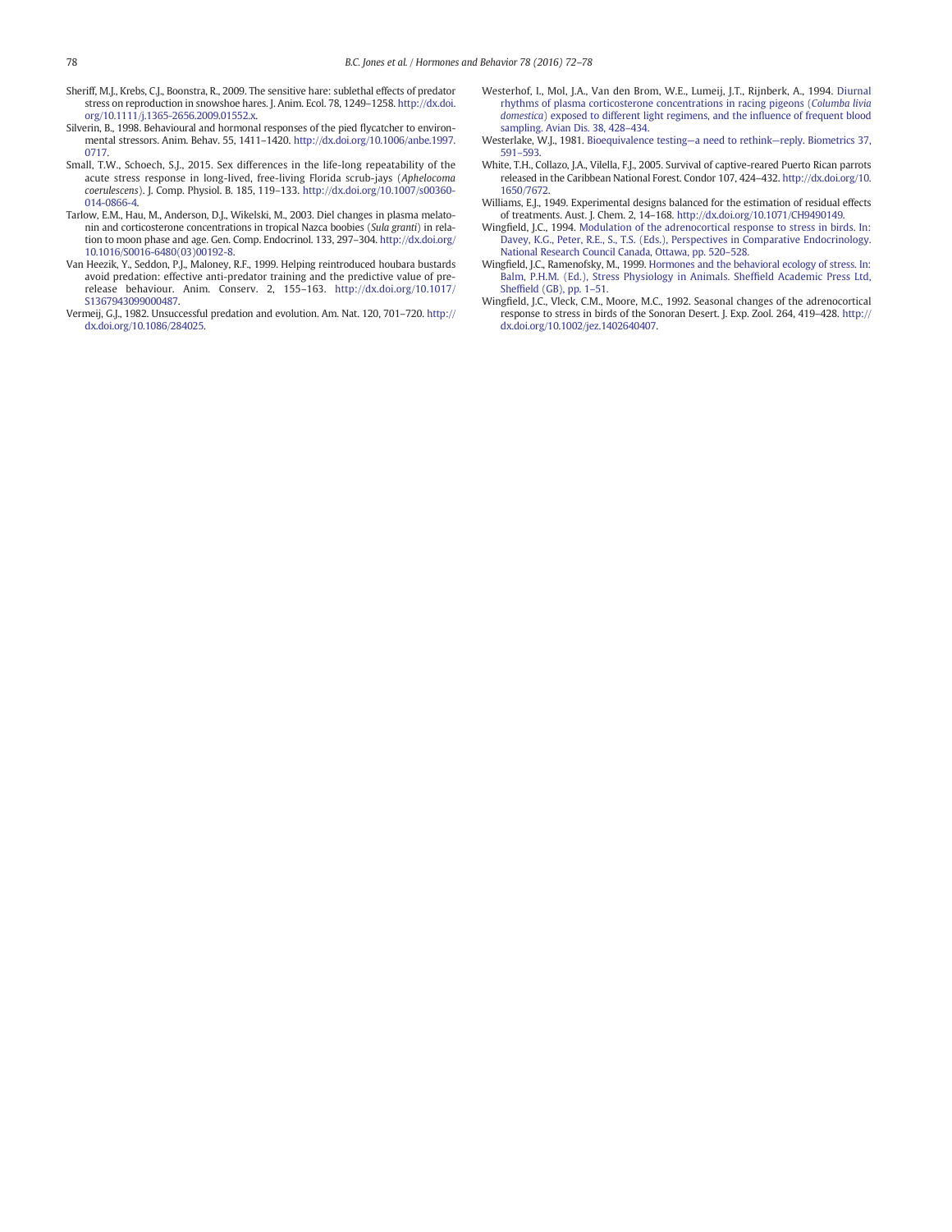Sheriff, M.J., Krebs, C.J., Boonstra, R., 2009. The sensitive hare: sublethal effects of predator stress on reproduction in snowshoe hares. J. Anim. Ecol. 78, 1249–1258. http://dx.doi.org/10.1111/j.1365-2656.2009.01552.x.

Silverin, B., 1998. Behavioural and hormonal responses of the pied flycatcher to environmental stressors. Anim. Behav. 55, 1411–1420. http://dx.doi.org/10.1006/anbe.1997.0717.

Small, T.W., Schoech, S.J., 2015. Sex differences in the life-long repeatability of the acute stress response in long-lived, free-living Florida scrub-jays (*Aphelocoma coerulescens*). J. Comp. Physiol. B. 185, 119–133. http://dx.doi.org/10.1007/s00360-014-0866-4.

Tarlow, E.M., Hau, M., Anderson, D.J., Wikelski, M., 2003. Diel changes in plasma melatonin and corticosterone concentrations in tropical Nazca boobies (*Sula granti*) in relation to moon phase and age. Gen. Comp. Endocrinol. 133, 297–304. http://dx.doi.org/10.1016/S0016-6480(03)00192-8.

Van Heezik, Y., Seddon, P.J., Maloney, R.F., 1999. Helping reintroduced houbara bustards avoid predation: effective anti-predator training and the predictive value of pre-release behaviour. Anim. Conserv. 2, 155–163. http://dx.doi.org/10.1017/S1367943099000487.

Vermeij, G.J., 1982. Unsuccessful predation and evolution. Am. Nat. 120, 701–720. http://dx.doi.org/10.1086/284025.

Westerhof, I., Mol, J.A., Van den Brom, W.E., Lumeij, J.T., Rijnberk, A., 1994. Diurnal rhythms of plasma corticosterone concentrations in racing pigeons (*Columba livia domestica*) exposed to different light regimens, and the influence of frequent blood sampling. Avian Dis. 38, 428–434.

Westerlake, W.J., 1981. Bioequivalence testing—a need to rethink—reply. Biometrics 37, 591–593.

White, T.H., Collazo, J.A., Vilella, F.J., 2005. Survival of captive-reared Puerto Rican parrots released in the Caribbean National Forest. Condor 107, 424–432. http://dx.doi.org/10.1650/7672.

Williams, E.J., 1949. Experimental designs balanced for the estimation of residual effects of treatments. Aust. J. Chem. 2, 14–168. http://dx.doi.org/10.1071/CH9490149.

Wingfield, J.C., 1994. Modulation of the adrenocortical response to stress in birds. In: Davey, K.G., Peter, R.E., S., T.S. (Eds.), Perspectives in Comparative Endocrinology. National Research Council Canada, Ottawa, pp. 520–528.

Wingfield, J.C., Ramenofsky, M., 1999. Hormones and the behavioral ecology of stress. In: Balm, P.H.M. (Ed.), Stress Physiology in Animals. Sheffield Academic Press Ltd, Sheffield (GB), pp. 1–51.

Wingfield, J.C., Vleck, C.M., Moore, M.C., 1992. Seasonal changes of the adrenocortical response to stress in birds of the Sonoran Desert. J. Exp. Zool. 264, 419–428. http://dx.doi.org/10.1002/jez.1402640407.